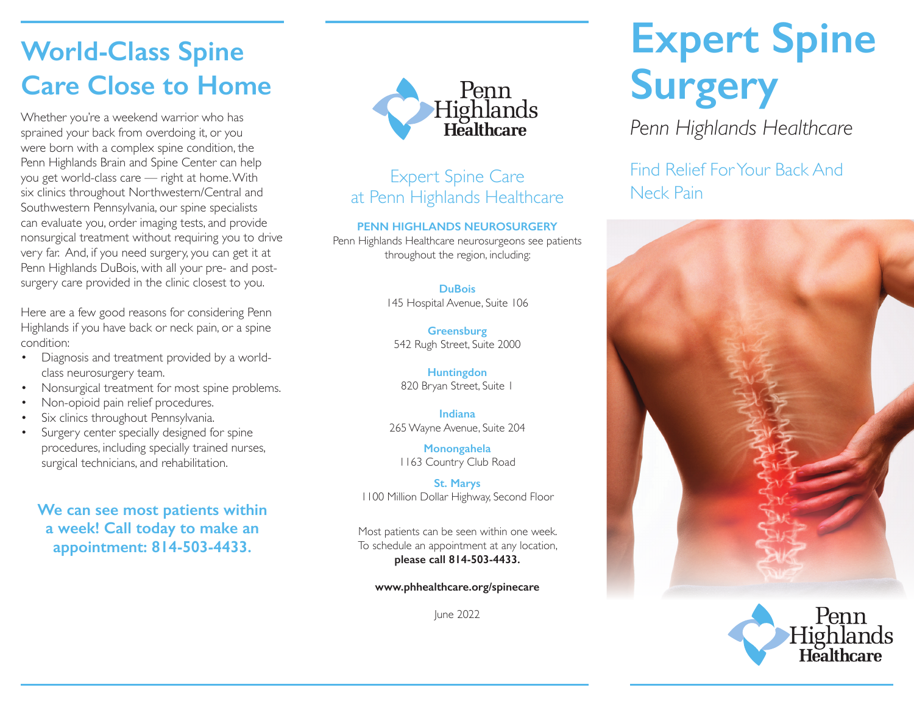## World-Class Spine Care Close to Home

Whether you're a weekend warrior who has sprained your back from overdoing it, or you were born with a complex spine condition, the Penn Highlands Brain and Spine Center can help you get world-class care — right at home. With six clinics throughout Northwestern/Central and Southwestern Pennsylvania, our spine specialists can evaluate you, order imaging tests, and provide nonsurgical treatment without requiring you to drive very far. And, if you need surgery, you can get it at Penn Highlands DuBois, with all your pre- and post-surgery care provided in the clinic closest to you.

Here are a few good reasons for considering Penn Highlands if you have back or neck pain, or a spine condition:

- Diagnosis and treatment provided by a world-class neurosurgery team.
- Nonsurgical treatment for most spine problems.
- Non-opioid pain relief procedures.
- Six clinics throughout Pennsylvania.
- Surgery center specially designed for spine procedures, including specially trained nurses, surgical technicians, and rehabilitation.

**We can see most patients within a week! Call today to make an appointment: 814-503-4433.**

Penn Highlands Healthcare

## Expert Spine Care at Penn Highlands Healthcare

**PENN HIGHLANDS NEUROSURGERY**

Penn Highlands Healthcare neurosurgeons see patients throughout the region, including:

**DuBois**
145 Hospital Avenue, Suite 106

**Greensburg**
542 Rugh Street, Suite 2000

**Huntingdon**
820 Bryan Street, Suite 1

**Indiana**
265 Wayne Avenue, Suite 204

**Monongahela**
1163 Country Club Road

**St. Marys**
1100 Million Dollar Highway, Second Floor

Most patients can be seen within one week. To schedule an appointment at any location, **please call 814-503-4433.**

**www.phhealthcare.org/spinecare**

June 2022

# Expert Spine Surgery

*Penn Highlands Healthcare*

Find Relief For Your Back And Neck Pain

Penn Highlands Healthcare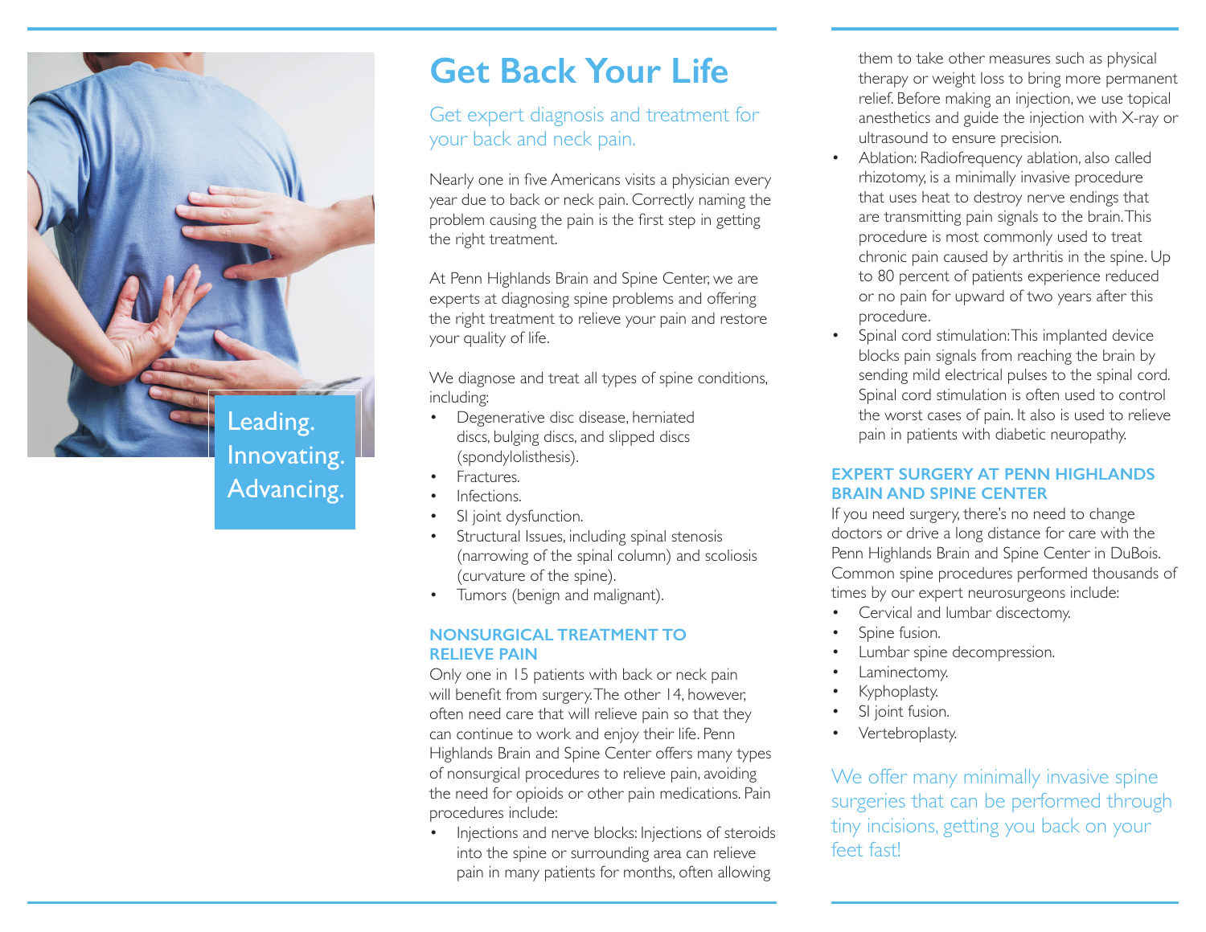Leading.
Innovating.
Advancing.

# Get Back Your Life

## Get expert diagnosis and treatment for your back and neck pain.

Nearly one in five Americans visits a physician every year due to back or neck pain. Correctly naming the problem causing the pain is the first step in getting the right treatment.

At Penn Highlands Brain and Spine Center, we are experts at diagnosing spine problems and offering the right treatment to relieve your pain and restore your quality of life.

We diagnose and treat all types of spine conditions, including:

- Degenerative disc disease, herniated discs, bulging discs, and slipped discs (spondylolisthesis).
- Fractures.
- Infections.
- SI joint dysfunction.
- Structural Issues, including spinal stenosis (narrowing of the spinal column) and scoliosis (curvature of the spine).
- Tumors (benign and malignant).

### NONSURGICAL TREATMENT TO RELIEVE PAIN

Only one in 15 patients with back or neck pain will benefit from surgery. The other 14, however, often need care that will relieve pain so that they can continue to work and enjoy their life. Penn Highlands Brain and Spine Center offers many types of nonsurgical procedures to relieve pain, avoiding the need for opioids or other pain medications. Pain procedures include:

- Injections and nerve blocks: Injections of steroids into the spine or surrounding area can relieve pain in many patients for months, often allowing them to take other measures such as physical therapy or weight loss to bring more permanent relief. Before making an injection, we use topical anesthetics and guide the injection with X-ray or ultrasound to ensure precision.
- Ablation: Radiofrequency ablation, also called rhizotomy, is a minimally invasive procedure that uses heat to destroy nerve endings that are transmitting pain signals to the brain. This procedure is most commonly used to treat chronic pain caused by arthritis in the spine. Up to 80 percent of patients experience reduced or no pain for upward of two years after this procedure.
- Spinal cord stimulation: This implanted device blocks pain signals from reaching the brain by sending mild electrical pulses to the spinal cord. Spinal cord stimulation is often used to control the worst cases of pain. It also is used to relieve pain in patients with diabetic neuropathy.

### EXPERT SURGERY AT PENN HIGHLANDS BRAIN AND SPINE CENTER

If you need surgery, there's no need to change doctors or drive a long distance for care with the Penn Highlands Brain and Spine Center in DuBois. Common spine procedures performed thousands of times by our expert neurosurgeons include:

- Cervical and lumbar discectomy.
- Spine fusion.
- Lumbar spine decompression.
- Laminectomy.
- Kyphoplasty.
- SI joint fusion.
- Vertebroplasty.

We offer many minimally invasive spine surgeries that can be performed through tiny incisions, getting you back on your feet fast!